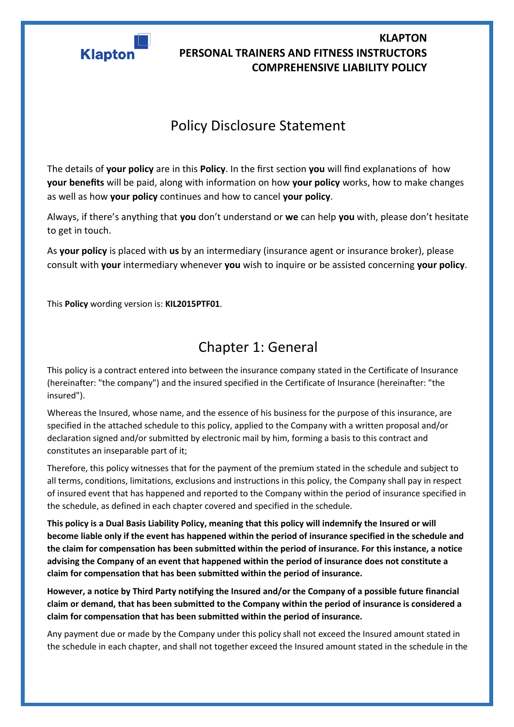**KLAPTON**
**PERSONAL TRAINERS AND FITNESS INSTRUCTORS**
**COMPREHENSIVE LIABILITY POLICY**

# Policy Disclosure Statement

The details of **your policy** are in this **Policy**. In the first section **you** will find explanations of how **your benefits** will be paid, along with information on how **your policy** works, how to make changes as well as how **your policy** continues and how to cancel **your policy**.

Always, if there's anything that **you** don't understand or **we** can help **you** with, please don't hesitate to get in touch.

As **your policy** is placed with **us** by an intermediary (insurance agent or insurance broker), please consult with **your** intermediary whenever **you** wish to inquire or be assisted concerning **your policy**.

This **Policy** wording version is: **KIL2015PTF01**.

# Chapter 1: General

This policy is a contract entered into between the insurance company stated in the Certificate of Insurance (hereinafter: "the company") and the insured specified in the Certificate of Insurance (hereinafter: "the insured").

Whereas the Insured, whose name, and the essence of his business for the purpose of this insurance, are specified in the attached schedule to this policy, applied to the Company with a written proposal and/or declaration signed and/or submitted by electronic mail by him, forming a basis to this contract and constitutes an inseparable part of it;

Therefore, this policy witnesses that for the payment of the premium stated in the schedule and subject to all terms, conditions, limitations, exclusions and instructions in this policy, the Company shall pay in respect of insured event that has happened and reported to the Company within the period of insurance specified in the schedule, as defined in each chapter covered and specified in the schedule.

**This policy is a Dual Basis Liability Policy, meaning that this policy will indemnify the Insured or will become liable only if the event has happened within the period of insurance specified in the schedule and the claim for compensation has been submitted within the period of insurance. For this instance, a notice advising the Company of an event that happened within the period of insurance does not constitute a claim for compensation that has been submitted within the period of insurance.**

**However, a notice by Third Party notifying the Insured and/or the Company of a possible future financial claim or demand, that has been submitted to the Company within the period of insurance is considered a claim for compensation that has been submitted within the period of insurance.**

Any payment due or made by the Company under this policy shall not exceed the Insured amount stated in the schedule in each chapter, and shall not together exceed the Insured amount stated in the schedule in the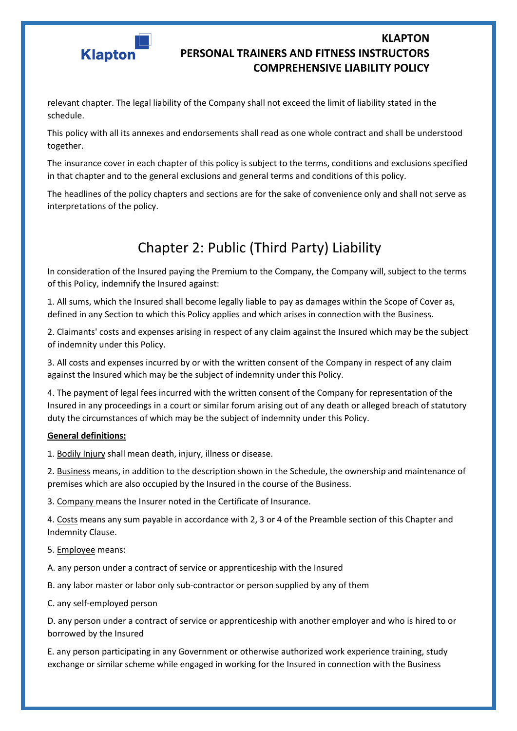relevant chapter. The legal liability of the Company shall not exceed the limit of liability stated in the schedule.

This policy with all its annexes and endorsements shall read as one whole contract and shall be understood together.

The insurance cover in each chapter of this policy is subject to the terms, conditions and exclusions specified in that chapter and to the general exclusions and general terms and conditions of this policy.

The headlines of the policy chapters and sections are for the sake of convenience only and shall not serve as interpretations of the policy.

# Chapter 2: Public (Third Party) Liability

In consideration of the Insured paying the Premium to the Company, the Company will, subject to the terms of this Policy, indemnify the Insured against:

1. All sums, which the Insured shall become legally liable to pay as damages within the Scope of Cover as, defined in any Section to which this Policy applies and which arises in connection with the Business.

2. Claimants' costs and expenses arising in respect of any claim against the Insured which may be the subject of indemnity under this Policy.

3. All costs and expenses incurred by or with the written consent of the Company in respect of any claim against the Insured which may be the subject of indemnity under this Policy.

4. The payment of legal fees incurred with the written consent of the Company for representation of the Insured in any proceedings in a court or similar forum arising out of any death or alleged breach of statutory duty the circumstances of which may be the subject of indemnity under this Policy.

**General definitions:**

1. Bodily Injury shall mean death, injury, illness or disease.

2. Business means, in addition to the description shown in the Schedule, the ownership and maintenance of premises which are also occupied by the Insured in the course of the Business.

3. Company means the Insurer noted in the Certificate of Insurance.

4. Costs means any sum payable in accordance with 2, 3 or 4 of the Preamble section of this Chapter and Indemnity Clause.

5. Employee means:

A. any person under a contract of service or apprenticeship with the Insured

B. any labor master or labor only sub-contractor or person supplied by any of them

C. any self-employed person

D. any person under a contract of service or apprenticeship with another employer and who is hired to or borrowed by the Insured

E. any person participating in any Government or otherwise authorized work experience training, study exchange or similar scheme while engaged in working for the Insured in connection with the Business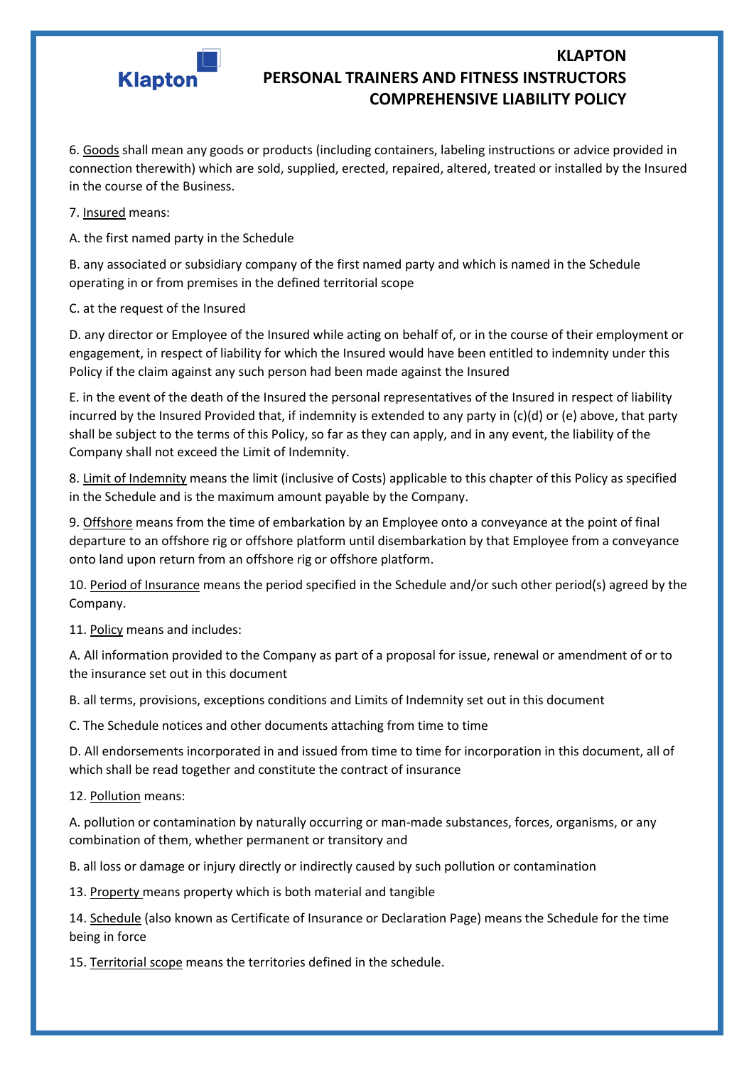6. Goods shall mean any goods or products (including containers, labeling instructions or advice provided in connection therewith) which are sold, supplied, erected, repaired, altered, treated or installed by the Insured in the course of the Business.

7. Insured means:

A. the first named party in the Schedule

B. any associated or subsidiary company of the first named party and which is named in the Schedule operating in or from premises in the defined territorial scope

C. at the request of the Insured

D. any director or Employee of the Insured while acting on behalf of, or in the course of their employment or engagement, in respect of liability for which the Insured would have been entitled to indemnity under this Policy if the claim against any such person had been made against the Insured

E. in the event of the death of the Insured the personal representatives of the Insured in respect of liability incurred by the Insured Provided that, if indemnity is extended to any party in (c)(d) or (e) above, that party shall be subject to the terms of this Policy, so far as they can apply, and in any event, the liability of the Company shall not exceed the Limit of Indemnity.

8. Limit of Indemnity means the limit (inclusive of Costs) applicable to this chapter of this Policy as specified in the Schedule and is the maximum amount payable by the Company.

9. Offshore means from the time of embarkation by an Employee onto a conveyance at the point of final departure to an offshore rig or offshore platform until disembarkation by that Employee from a conveyance onto land upon return from an offshore rig or offshore platform.

10. Period of Insurance means the period specified in the Schedule and/or such other period(s) agreed by the Company.

11. Policy means and includes:

A. All information provided to the Company as part of a proposal for issue, renewal or amendment of or to the insurance set out in this document

B. all terms, provisions, exceptions conditions and Limits of Indemnity set out in this document

C. The Schedule notices and other documents attaching from time to time

D. All endorsements incorporated in and issued from time to time for incorporation in this document, all of which shall be read together and constitute the contract of insurance

12. Pollution means:

A. pollution or contamination by naturally occurring or man-made substances, forces, organisms, or any combination of them, whether permanent or transitory and

B. all loss or damage or injury directly or indirectly caused by such pollution or contamination

13. Property means property which is both material and tangible

14. Schedule (also known as Certificate of Insurance or Declaration Page) means the Schedule for the time being in force

15. Territorial scope means the territories defined in the schedule.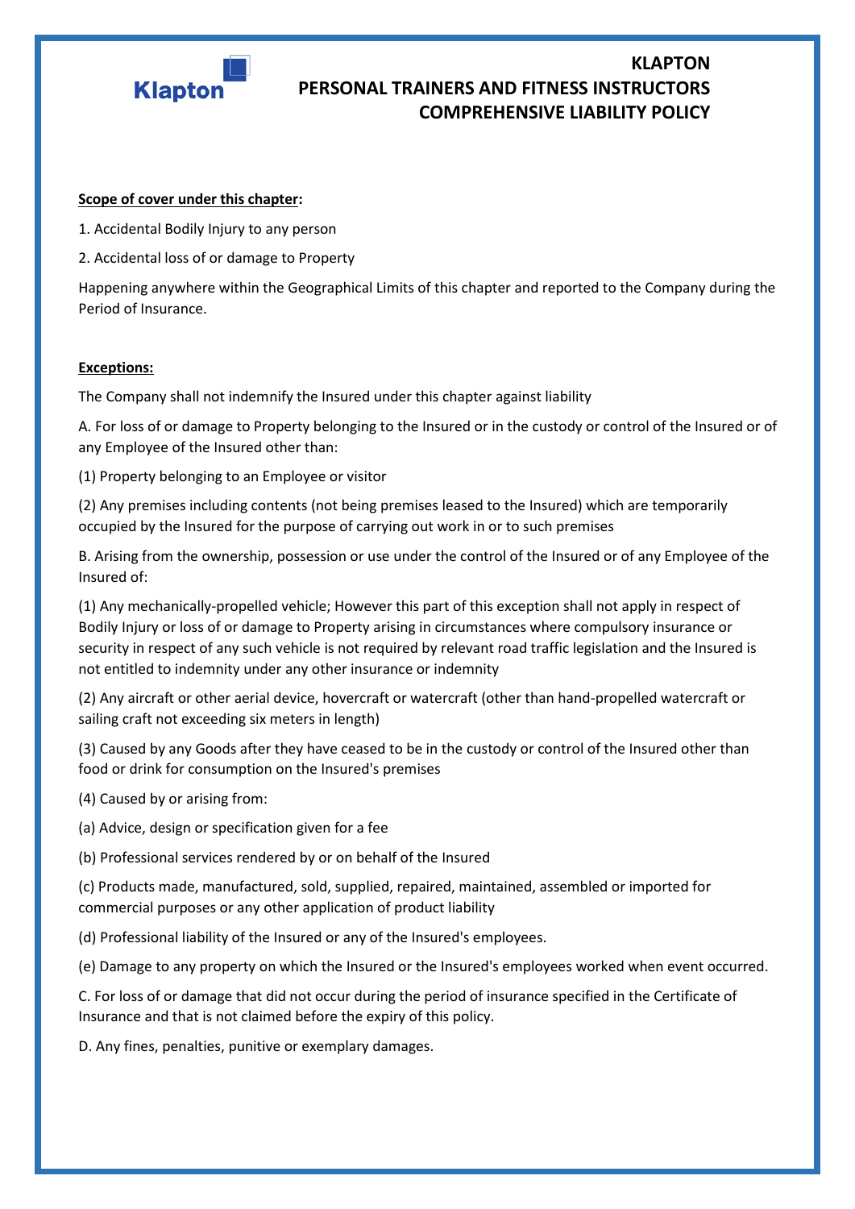# KLAPTON PERSONAL TRAINERS AND FITNESS INSTRUCTORS COMPREHENSIVE LIABILITY POLICY

**<u>Scope of cover under this chapter</u>:**

1. Accidental Bodily Injury to any person

2. Accidental loss of or damage to Property

Happening anywhere within the Geographical Limits of this chapter and reported to the Company during the Period of Insurance.

**<u>Exceptions:</u>**

The Company shall not indemnify the Insured under this chapter against liability

A. For loss of or damage to Property belonging to the Insured or in the custody or control of the Insured or of any Employee of the Insured other than:

(1) Property belonging to an Employee or visitor

(2) Any premises including contents (not being premises leased to the Insured) which are temporarily occupied by the Insured for the purpose of carrying out work in or to such premises

B. Arising from the ownership, possession or use under the control of the Insured or of any Employee of the Insured of:

(1) Any mechanically-propelled vehicle; However this part of this exception shall not apply in respect of Bodily Injury or loss of or damage to Property arising in circumstances where compulsory insurance or security in respect of any such vehicle is not required by relevant road traffic legislation and the Insured is not entitled to indemnity under any other insurance or indemnity

(2) Any aircraft or other aerial device, hovercraft or watercraft (other than hand-propelled watercraft or sailing craft not exceeding six meters in length)

(3) Caused by any Goods after they have ceased to be in the custody or control of the Insured other than food or drink for consumption on the Insured's premises

(4) Caused by or arising from:

(a) Advice, design or specification given for a fee

(b) Professional services rendered by or on behalf of the Insured

(c) Products made, manufactured, sold, supplied, repaired, maintained, assembled or imported for commercial purposes or any other application of product liability

(d) Professional liability of the Insured or any of the Insured's employees.

(e) Damage to any property on which the Insured or the Insured's employees worked when event occurred.

C. For loss of or damage that did not occur during the period of insurance specified in the Certificate of Insurance and that is not claimed before the expiry of this policy.

D. Any fines, penalties, punitive or exemplary damages.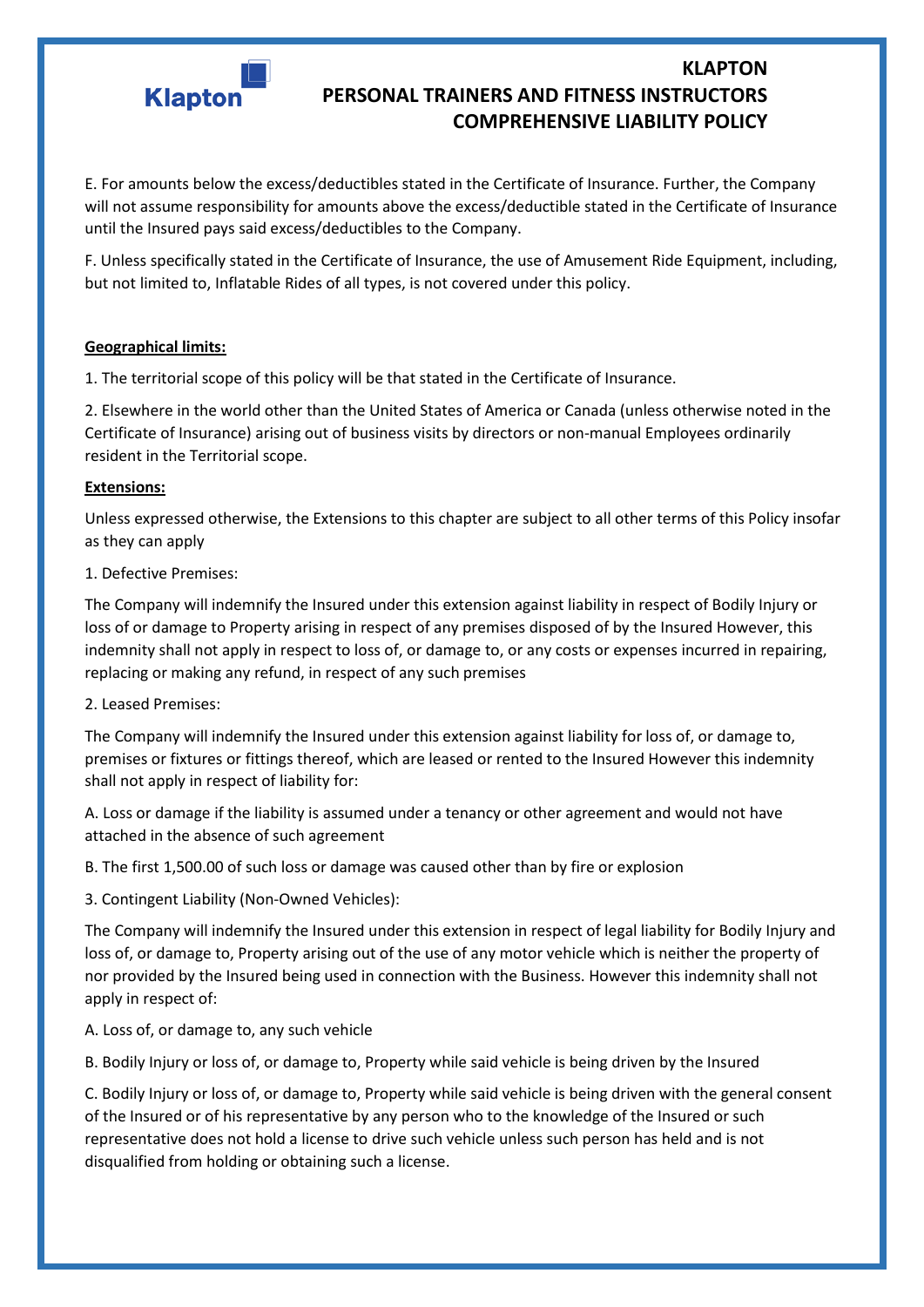E. For amounts below the excess/deductibles stated in the Certificate of Insurance. Further, the Company will not assume responsibility for amounts above the excess/deductible stated in the Certificate of Insurance until the Insured pays said excess/deductibles to the Company.

F. Unless specifically stated in the Certificate of Insurance, the use of Amusement Ride Equipment, including, but not limited to, Inflatable Rides of all types, is not covered under this policy.

**Geographical limits:**

1. The territorial scope of this policy will be that stated in the Certificate of Insurance.

2. Elsewhere in the world other than the United States of America or Canada (unless otherwise noted in the Certificate of Insurance) arising out of business visits by directors or non-manual Employees ordinarily resident in the Territorial scope.

**Extensions:**

Unless expressed otherwise, the Extensions to this chapter are subject to all other terms of this Policy insofar as they can apply

1. Defective Premises:

The Company will indemnify the Insured under this extension against liability in respect of Bodily Injury or loss of or damage to Property arising in respect of any premises disposed of by the Insured However, this indemnity shall not apply in respect to loss of, or damage to, or any costs or expenses incurred in repairing, replacing or making any refund, in respect of any such premises

2. Leased Premises:

The Company will indemnify the Insured under this extension against liability for loss of, or damage to, premises or fixtures or fittings thereof, which are leased or rented to the Insured However this indemnity shall not apply in respect of liability for:

A. Loss or damage if the liability is assumed under a tenancy or other agreement and would not have attached in the absence of such agreement

B. The first 1,500.00 of such loss or damage was caused other than by fire or explosion

3. Contingent Liability (Non-Owned Vehicles):

The Company will indemnify the Insured under this extension in respect of legal liability for Bodily Injury and loss of, or damage to, Property arising out of the use of any motor vehicle which is neither the property of nor provided by the Insured being used in connection with the Business. However this indemnity shall not apply in respect of:

A. Loss of, or damage to, any such vehicle

B. Bodily Injury or loss of, or damage to, Property while said vehicle is being driven by the Insured

C. Bodily Injury or loss of, or damage to, Property while said vehicle is being driven with the general consent of the Insured or of his representative by any person who to the knowledge of the Insured or such representative does not hold a license to drive such vehicle unless such person has held and is not disqualified from holding or obtaining such a license.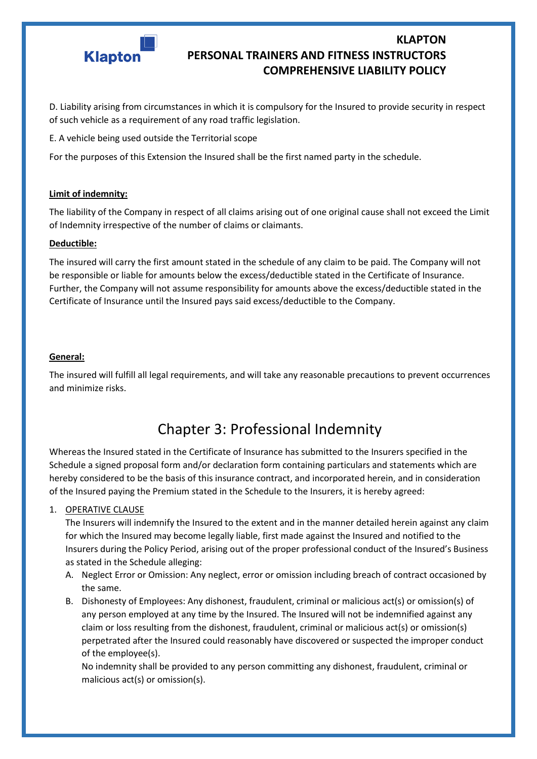D. Liability arising from circumstances in which it is compulsory for the Insured to provide security in respect of such vehicle as a requirement of any road traffic legislation.

E. A vehicle being used outside the Territorial scope

For the purposes of this Extension the Insured shall be the first named party in the schedule.

**Limit of indemnity:**

The liability of the Company in respect of all claims arising out of one original cause shall not exceed the Limit of Indemnity irrespective of the number of claims or claimants.

**Deductible:**

The insured will carry the first amount stated in the schedule of any claim to be paid. The Company will not be responsible or liable for amounts below the excess/deductible stated in the Certificate of Insurance. Further, the Company will not assume responsibility for amounts above the excess/deductible stated in the Certificate of Insurance until the Insured pays said excess/deductible to the Company.

**General:**

The insured will fulfill all legal requirements, and will take any reasonable precautions to prevent occurrences and minimize risks.

# Chapter 3: Professional Indemnity

Whereas the Insured stated in the Certificate of Insurance has submitted to the Insurers specified in the Schedule a signed proposal form and/or declaration form containing particulars and statements which are hereby considered to be the basis of this insurance contract, and incorporated herein, and in consideration of the Insured paying the Premium stated in the Schedule to the Insurers, it is hereby agreed:

1. OPERATIVE CLAUSE
   The Insurers will indemnify the Insured to the extent and in the manner detailed herein against any claim for which the Insured may become legally liable, first made against the Insured and notified to the Insurers during the Policy Period, arising out of the proper professional conduct of the Insured's Business as stated in the Schedule alleging:
   A. Neglect Error or Omission: Any neglect, error or omission including breach of contract occasioned by the same.
   B. Dishonesty of Employees: Any dishonest, fraudulent, criminal or malicious act(s) or omission(s) of any person employed at any time by the Insured. The Insured will not be indemnified against any claim or loss resulting from the dishonest, fraudulent, criminal or malicious act(s) or omission(s) perpetrated after the Insured could reasonably have discovered or suspected the improper conduct of the employee(s).
   No indemnity shall be provided to any person committing any dishonest, fraudulent, criminal or malicious act(s) or omission(s).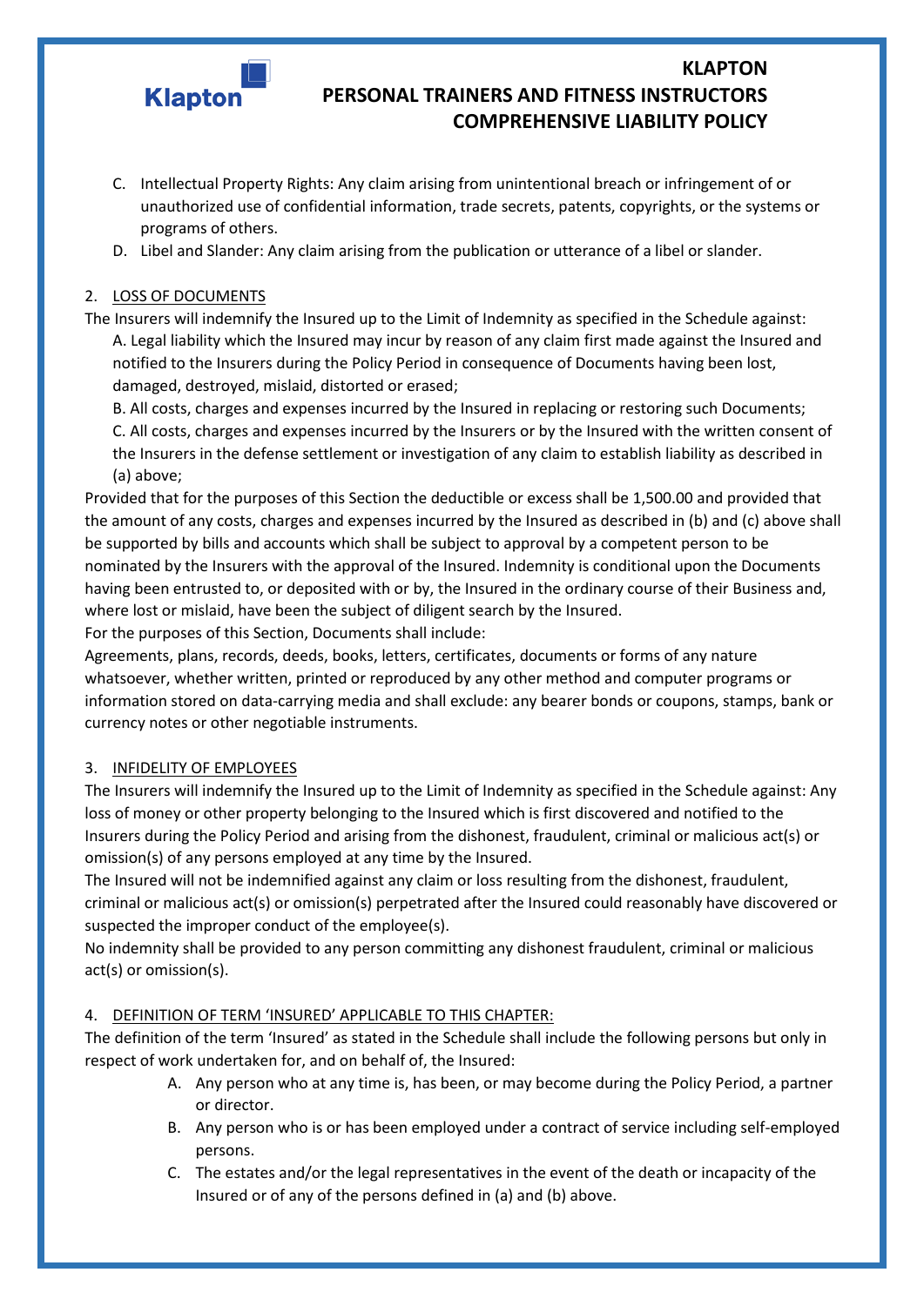C. Intellectual Property Rights: Any claim arising from unintentional breach or infringement of or unauthorized use of confidential information, trade secrets, patents, copyrights, or the systems or programs of others.

D. Libel and Slander: Any claim arising from the publication or utterance of a libel or slander.

2. <u>LOSS OF DOCUMENTS</u>

The Insurers will indemnify the Insured up to the Limit of Indemnity as specified in the Schedule against:

A. Legal liability which the Insured may incur by reason of any claim first made against the Insured and notified to the Insurers during the Policy Period in consequence of Documents having been lost, damaged, destroyed, mislaid, distorted or erased;

B. All costs, charges and expenses incurred by the Insured in replacing or restoring such Documents;

C. All costs, charges and expenses incurred by the Insurers or by the Insured with the written consent of the Insurers in the defense settlement or investigation of any claim to establish liability as described in (a) above;

Provided that for the purposes of this Section the deductible or excess shall be 1,500.00 and provided that the amount of any costs, charges and expenses incurred by the Insured as described in (b) and (c) above shall be supported by bills and accounts which shall be subject to approval by a competent person to be nominated by the Insurers with the approval of the Insured. Indemnity is conditional upon the Documents having been entrusted to, or deposited with or by, the Insured in the ordinary course of their Business and, where lost or mislaid, have been the subject of diligent search by the Insured.

For the purposes of this Section, Documents shall include:

Agreements, plans, records, deeds, books, letters, certificates, documents or forms of any nature whatsoever, whether written, printed or reproduced by any other method and computer programs or information stored on data-carrying media and shall exclude: any bearer bonds or coupons, stamps, bank or currency notes or other negotiable instruments.

3. <u>INFIDELITY OF EMPLOYEES</u>

The Insurers will indemnify the Insured up to the Limit of Indemnity as specified in the Schedule against: Any loss of money or other property belonging to the Insured which is first discovered and notified to the Insurers during the Policy Period and arising from the dishonest, fraudulent, criminal or malicious act(s) or omission(s) of any persons employed at any time by the Insured.

The Insured will not be indemnified against any claim or loss resulting from the dishonest, fraudulent, criminal or malicious act(s) or omission(s) perpetrated after the Insured could reasonably have discovered or suspected the improper conduct of the employee(s).

No indemnity shall be provided to any person committing any dishonest fraudulent, criminal or malicious act(s) or omission(s).

4. <u>DEFINITION OF TERM 'INSURED' APPLICABLE TO THIS CHAPTER:</u>

The definition of the term 'Insured' as stated in the Schedule shall include the following persons but only in respect of work undertaken for, and on behalf of, the Insured:

A. Any person who at any time is, has been, or may become during the Policy Period, a partner or director.

B. Any person who is or has been employed under a contract of service including self-employed persons.

C. The estates and/or the legal representatives in the event of the death or incapacity of the Insured or of any of the persons defined in (a) and (b) above.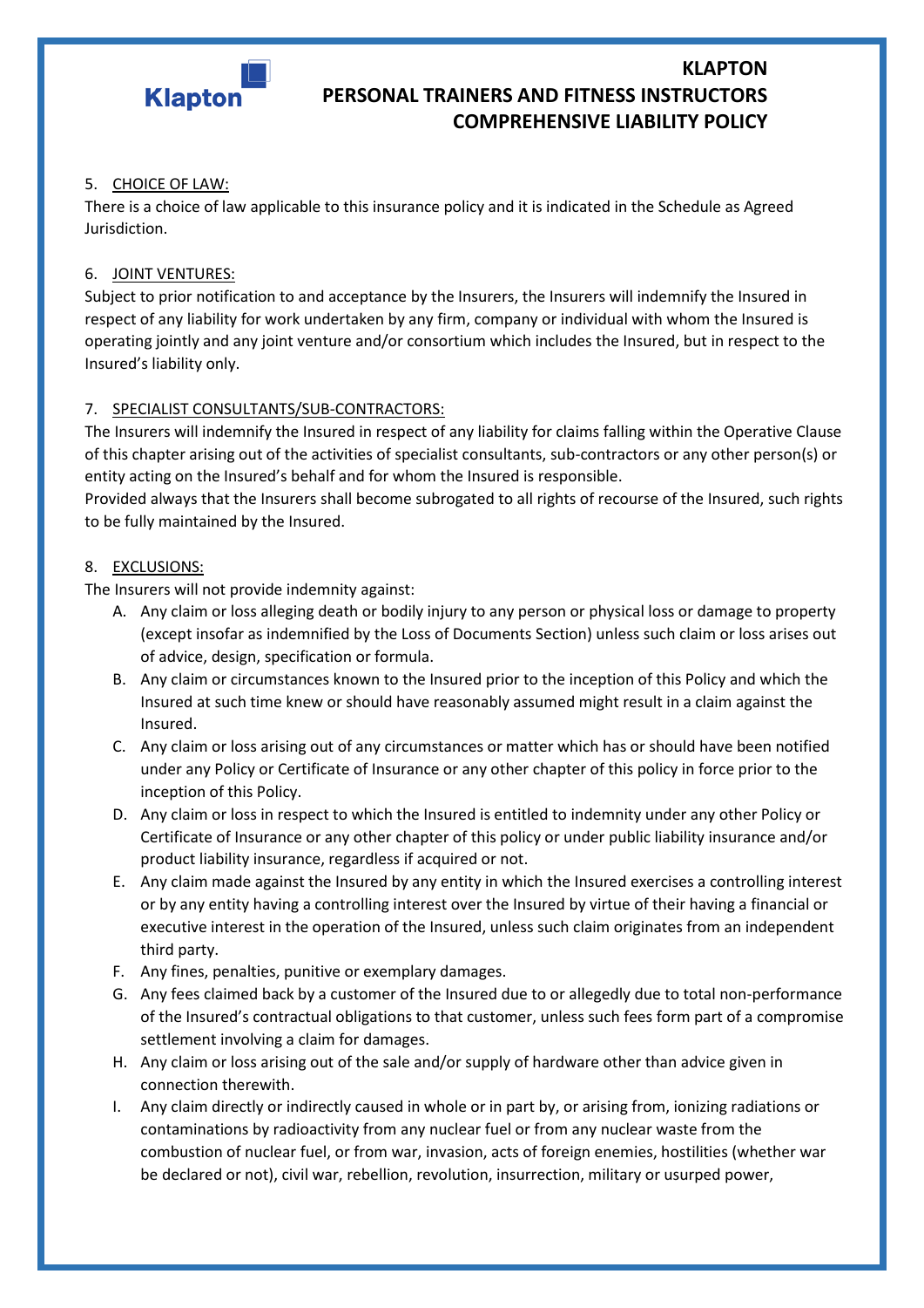5. CHOICE OF LAW:

There is a choice of law applicable to this insurance policy and it is indicated in the Schedule as Agreed Jurisdiction.

6. JOINT VENTURES:

Subject to prior notification to and acceptance by the Insurers, the Insurers will indemnify the Insured in respect of any liability for work undertaken by any firm, company or individual with whom the Insured is operating jointly and any joint venture and/or consortium which includes the Insured, but in respect to the Insured's liability only.

7. SPECIALIST CONSULTANTS/SUB-CONTRACTORS:

The Insurers will indemnify the Insured in respect of any liability for claims falling within the Operative Clause of this chapter arising out of the activities of specialist consultants, sub-contractors or any other person(s) or entity acting on the Insured's behalf and for whom the Insured is responsible.

Provided always that the Insurers shall become subrogated to all rights of recourse of the Insured, such rights to be fully maintained by the Insured.

8. EXCLUSIONS:

The Insurers will not provide indemnity against:

A. Any claim or loss alleging death or bodily injury to any person or physical loss or damage to property (except insofar as indemnified by the Loss of Documents Section) unless such claim or loss arises out of advice, design, specification or formula.

B. Any claim or circumstances known to the Insured prior to the inception of this Policy and which the Insured at such time knew or should have reasonably assumed might result in a claim against the Insured.

C. Any claim or loss arising out of any circumstances or matter which has or should have been notified under any Policy or Certificate of Insurance or any other chapter of this policy in force prior to the inception of this Policy.

D. Any claim or loss in respect to which the Insured is entitled to indemnity under any other Policy or Certificate of Insurance or any other chapter of this policy or under public liability insurance and/or product liability insurance, regardless if acquired or not.

E. Any claim made against the Insured by any entity in which the Insured exercises a controlling interest or by any entity having a controlling interest over the Insured by virtue of their having a financial or executive interest in the operation of the Insured, unless such claim originates from an independent third party.

F. Any fines, penalties, punitive or exemplary damages.

G. Any fees claimed back by a customer of the Insured due to or allegedly due to total non-performance of the Insured's contractual obligations to that customer, unless such fees form part of a compromise settlement involving a claim for damages.

H. Any claim or loss arising out of the sale and/or supply of hardware other than advice given in connection therewith.

I. Any claim directly or indirectly caused in whole or in part by, or arising from, ionizing radiations or contaminations by radioactivity from any nuclear fuel or from any nuclear waste from the combustion of nuclear fuel, or from war, invasion, acts of foreign enemies, hostilities (whether war be declared or not), civil war, rebellion, revolution, insurrection, military or usurped power,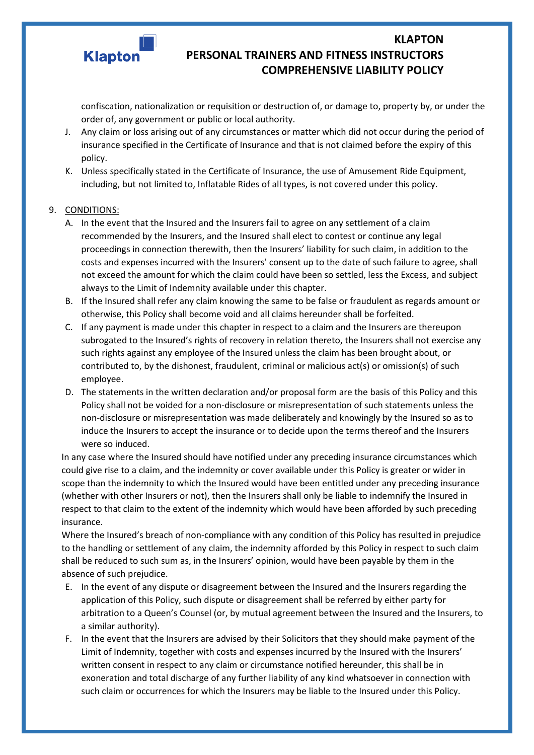confiscation, nationalization or requisition or destruction of, or damage to, property by, or under the order of, any government or public or local authority.

J. Any claim or loss arising out of any circumstances or matter which did not occur during the period of insurance specified in the Certificate of Insurance and that is not claimed before the expiry of this policy.

K. Unless specifically stated in the Certificate of Insurance, the use of Amusement Ride Equipment, including, but not limited to, Inflatable Rides of all types, is not covered under this policy.

9. <u>CONDITIONS:</u>

   A. In the event that the Insured and the Insurers fail to agree on any settlement of a claim recommended by the Insurers, and the Insured shall elect to contest or continue any legal proceedings in connection therewith, then the Insurers' liability for such claim, in addition to the costs and expenses incurred with the Insurers' consent up to the date of such failure to agree, shall not exceed the amount for which the claim could have been so settled, less the Excess, and subject always to the Limit of Indemnity available under this chapter.

   B. If the Insured shall refer any claim knowing the same to be false or fraudulent as regards amount or otherwise, this Policy shall become void and all claims hereunder shall be forfeited.

   C. If any payment is made under this chapter in respect to a claim and the Insurers are thereupon subrogated to the Insured's rights of recovery in relation thereto, the Insurers shall not exercise any such rights against any employee of the Insured unless the claim has been brought about, or contributed to, by the dishonest, fraudulent, criminal or malicious act(s) or omission(s) of such employee.

   D. The statements in the written declaration and/or proposal form are the basis of this Policy and this Policy shall not be voided for a non-disclosure or misrepresentation of such statements unless the non-disclosure or misrepresentation was made deliberately and knowingly by the Insured so as to induce the Insurers to accept the insurance or to decide upon the terms thereof and the Insurers were so induced.

   In any case where the Insured should have notified under any preceding insurance circumstances which could give rise to a claim, and the indemnity or cover available under this Policy is greater or wider in scope than the indemnity to which the Insured would have been entitled under any preceding insurance (whether with other Insurers or not), then the Insurers shall only be liable to indemnify the Insured in respect to that claim to the extent of the indemnity which would have been afforded by such preceding insurance.

   Where the Insured's breach of non-compliance with any condition of this Policy has resulted in prejudice to the handling or settlement of any claim, the indemnity afforded by this Policy in respect to such claim shall be reduced to such sum as, in the Insurers' opinion, would have been payable by them in the absence of such prejudice.

   E. In the event of any dispute or disagreement between the Insured and the Insurers regarding the application of this Policy, such dispute or disagreement shall be referred by either party for arbitration to a Queen's Counsel (or, by mutual agreement between the Insured and the Insurers, to a similar authority).

   F. In the event that the Insurers are advised by their Solicitors that they should make payment of the Limit of Indemnity, together with costs and expenses incurred by the Insured with the Insurers' written consent in respect to any claim or circumstance notified hereunder, this shall be in exoneration and total discharge of any further liability of any kind whatsoever in connection with such claim or occurrences for which the Insurers may be liable to the Insured under this Policy.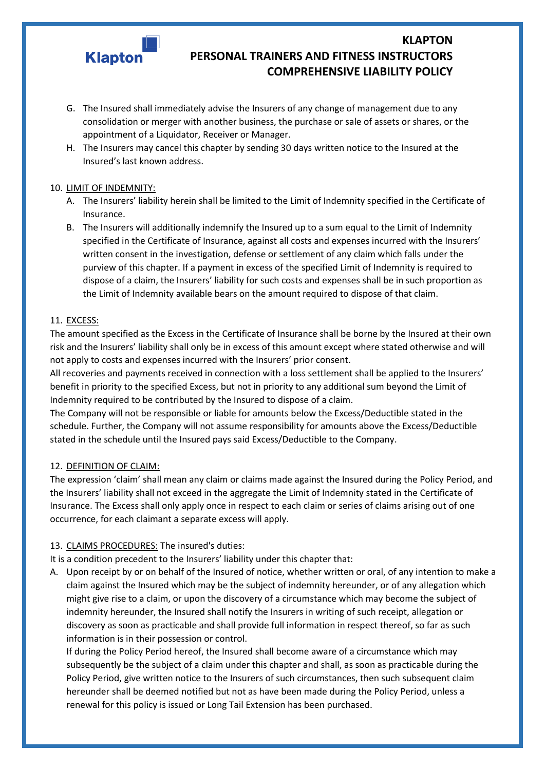G. The Insured shall immediately advise the Insurers of any change of management due to any consolidation or merger with another business, the purchase or sale of assets or shares, or the appointment of a Liquidator, Receiver or Manager.

H. The Insurers may cancel this chapter by sending 30 days written notice to the Insured at the Insured's last known address.

10. LIMIT OF INDEMNITY:

A. The Insurers' liability herein shall be limited to the Limit of Indemnity specified in the Certificate of Insurance.

B. The Insurers will additionally indemnify the Insured up to a sum equal to the Limit of Indemnity specified in the Certificate of Insurance, against all costs and expenses incurred with the Insurers' written consent in the investigation, defense or settlement of any claim which falls under the purview of this chapter. If a payment in excess of the specified Limit of Indemnity is required to dispose of a claim, the Insurers' liability for such costs and expenses shall be in such proportion as the Limit of Indemnity available bears on the amount required to dispose of that claim.

11. EXCESS:

The amount specified as the Excess in the Certificate of Insurance shall be borne by the Insured at their own risk and the Insurers' liability shall only be in excess of this amount except where stated otherwise and will not apply to costs and expenses incurred with the Insurers' prior consent.

All recoveries and payments received in connection with a loss settlement shall be applied to the Insurers' benefit in priority to the specified Excess, but not in priority to any additional sum beyond the Limit of Indemnity required to be contributed by the Insured to dispose of a claim.

The Company will not be responsible or liable for amounts below the Excess/Deductible stated in the schedule. Further, the Company will not assume responsibility for amounts above the Excess/Deductible stated in the schedule until the Insured pays said Excess/Deductible to the Company.

12. DEFINITION OF CLAIM:

The expression 'claim' shall mean any claim or claims made against the Insured during the Policy Period, and the Insurers' liability shall not exceed in the aggregate the Limit of Indemnity stated in the Certificate of Insurance. The Excess shall only apply once in respect to each claim or series of claims arising out of one occurrence, for each claimant a separate excess will apply.

13. CLAIMS PROCEDURES: The insured's duties:

It is a condition precedent to the Insurers' liability under this chapter that:

A. Upon receipt by or on behalf of the Insured of notice, whether written or oral, of any intention to make a claim against the Insured which may be the subject of indemnity hereunder, or of any allegation which might give rise to a claim, or upon the discovery of a circumstance which may become the subject of indemnity hereunder, the Insured shall notify the Insurers in writing of such receipt, allegation or discovery as soon as practicable and shall provide full information in respect thereof, so far as such information is in their possession or control.

If during the Policy Period hereof, the Insured shall become aware of a circumstance which may subsequently be the subject of a claim under this chapter and shall, as soon as practicable during the Policy Period, give written notice to the Insurers of such circumstances, then such subsequent claim hereunder shall be deemed notified but not as have been made during the Policy Period, unless a renewal for this policy is issued or Long Tail Extension has been purchased.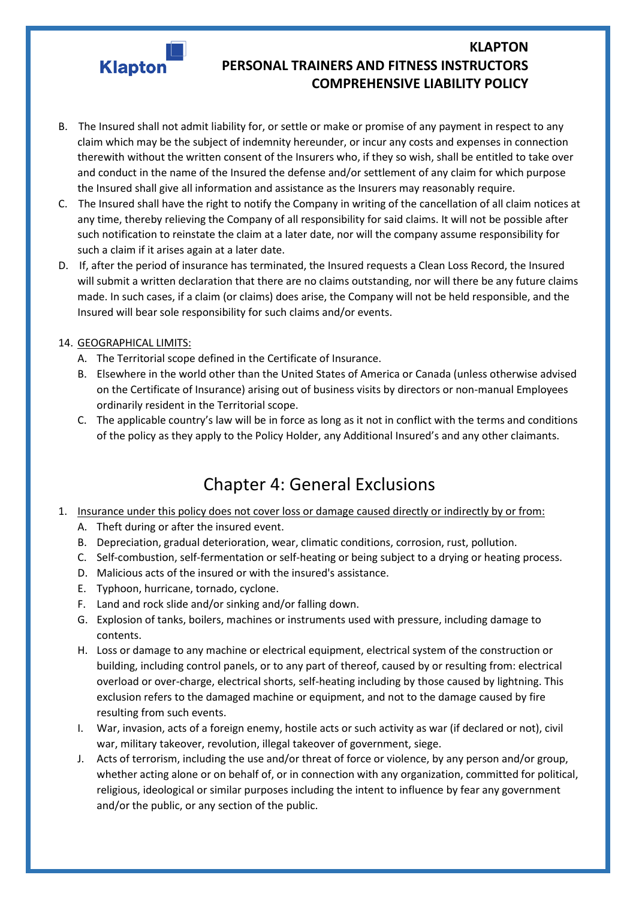B. The Insured shall not admit liability for, or settle or make or promise of any payment in respect to any claim which may be the subject of indemnity hereunder, or incur any costs and expenses in connection therewith without the written consent of the Insurers who, if they so wish, shall be entitled to take over and conduct in the name of the Insured the defense and/or settlement of any claim for which purpose the Insured shall give all information and assistance as the Insurers may reasonably require.

C. The Insured shall have the right to notify the Company in writing of the cancellation of all claim notices at any time, thereby relieving the Company of all responsibility for said claims. It will not be possible after such notification to reinstate the claim at a later date, nor will the company assume responsibility for such a claim if it arises again at a later date.

D. If, after the period of insurance has terminated, the Insured requests a Clean Loss Record, the Insured will submit a written declaration that there are no claims outstanding, nor will there be any future claims made. In such cases, if a claim (or claims) does arise, the Company will not be held responsible, and the Insured will bear sole responsibility for such claims and/or events.

14. GEOGRAPHICAL LIMITS:
    A. The Territorial scope defined in the Certificate of Insurance.
    B. Elsewhere in the world other than the United States of America or Canada (unless otherwise advised on the Certificate of Insurance) arising out of business visits by directors or non-manual Employees ordinarily resident in the Territorial scope.
    C. The applicable country's law will be in force as long as it not in conflict with the terms and conditions of the policy as they apply to the Policy Holder, any Additional Insured's and any other claimants.

# Chapter 4: General Exclusions

1. Insurance under this policy does not cover loss or damage caused directly or indirectly by or from:
    A. Theft during or after the insured event.
    B. Depreciation, gradual deterioration, wear, climatic conditions, corrosion, rust, pollution.
    C. Self-combustion, self-fermentation or self-heating or being subject to a drying or heating process.
    D. Malicious acts of the insured or with the insured's assistance.
    E. Typhoon, hurricane, tornado, cyclone.
    F. Land and rock slide and/or sinking and/or falling down.
    G. Explosion of tanks, boilers, machines or instruments used with pressure, including damage to contents.
    H. Loss or damage to any machine or electrical equipment, electrical system of the construction or building, including control panels, or to any part of thereof, caused by or resulting from: electrical overload or over-charge, electrical shorts, self-heating including by those caused by lightning. This exclusion refers to the damaged machine or equipment, and not to the damage caused by fire resulting from such events.
    I. War, invasion, acts of a foreign enemy, hostile acts or such activity as war (if declared or not), civil war, military takeover, revolution, illegal takeover of government, siege.
    J. Acts of terrorism, including the use and/or threat of force or violence, by any person and/or group, whether acting alone or on behalf of, or in connection with any organization, committed for political, religious, ideological or similar purposes including the intent to influence by fear any government and/or the public, or any section of the public.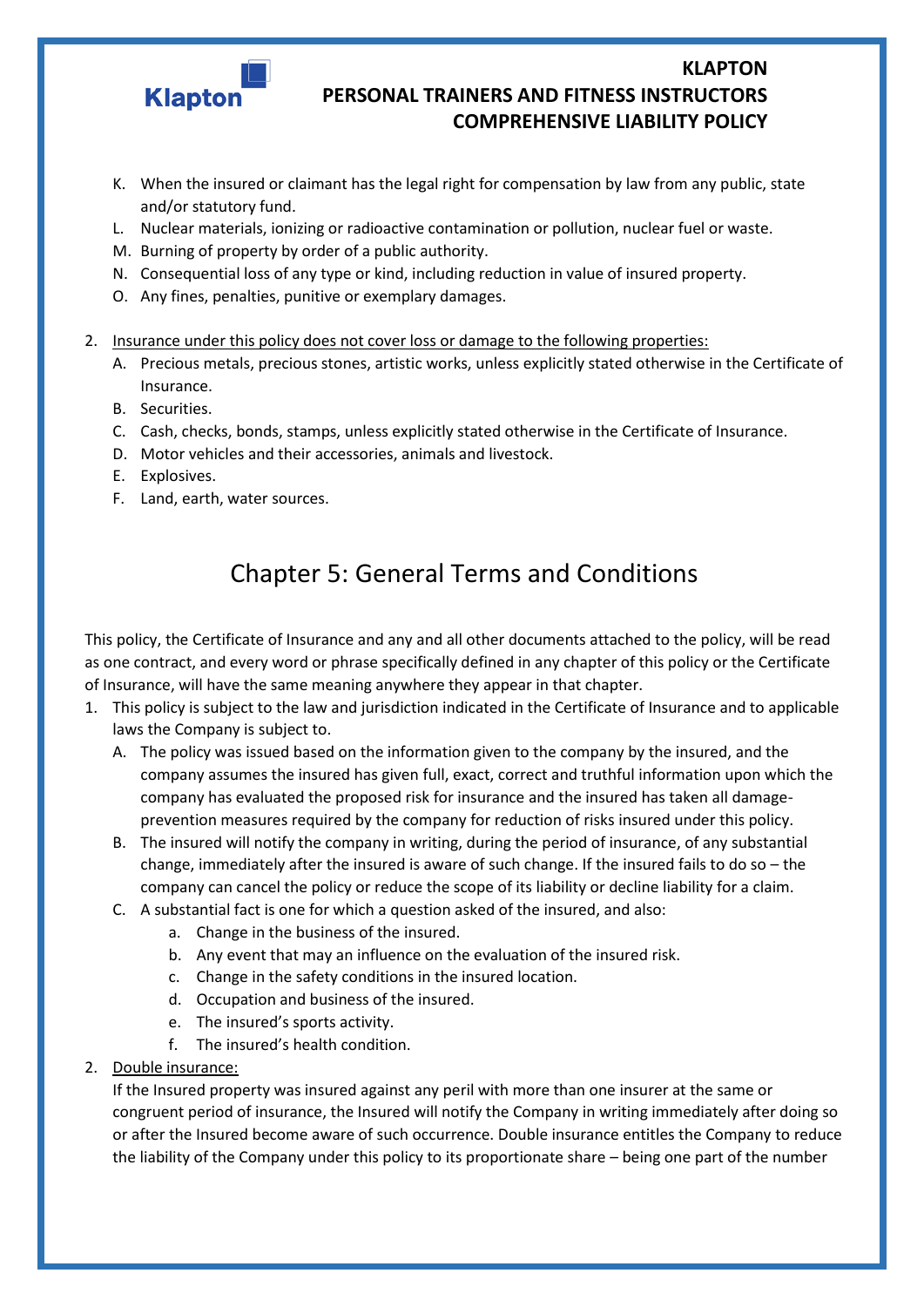K. When the insured or claimant has the legal right for compensation by law from any public, state and/or statutory fund.
L. Nuclear materials, ionizing or radioactive contamination or pollution, nuclear fuel or waste.
M. Burning of property by order of a public authority.
N. Consequential loss of any type or kind, including reduction in value of insured property.
O. Any fines, penalties, punitive or exemplary damages.

2. <u>Insurance under this policy does not cover loss or damage to the following properties:</u>
   A. Precious metals, precious stones, artistic works, unless explicitly stated otherwise in the Certificate of Insurance.
   B. Securities.
   C. Cash, checks, bonds, stamps, unless explicitly stated otherwise in the Certificate of Insurance.
   D. Motor vehicles and their accessories, animals and livestock.
   E. Explosives.
   F. Land, earth, water sources.

# Chapter 5: General Terms and Conditions

This policy, the Certificate of Insurance and any and all other documents attached to the policy, will be read as one contract, and every word or phrase specifically defined in any chapter of this policy or the Certificate of Insurance, will have the same meaning anywhere they appear in that chapter.

1. This policy is subject to the law and jurisdiction indicated in the Certificate of Insurance and to applicable laws the Company is subject to.
   A. The policy was issued based on the information given to the company by the insured, and the company assumes the insured has given full, exact, correct and truthful information upon which the company has evaluated the proposed risk for insurance and the insured has taken all damage-prevention measures required by the company for reduction of risks insured under this policy.
   B. The insured will notify the company in writing, during the period of insurance, of any substantial change, immediately after the insured is aware of such change. If the insured fails to do so – the company can cancel the policy or reduce the scope of its liability or decline liability for a claim.
   C. A substantial fact is one for which a question asked of the insured, and also:
      a. Change in the business of the insured.
      b. Any event that may an influence on the evaluation of the insured risk.
      c. Change in the safety conditions in the insured location.
      d. Occupation and business of the insured.
      e. The insured's sports activity.
      f. The insured's health condition.
2. <u>Double insurance:</u>
   If the Insured property was insured against any peril with more than one insurer at the same or congruent period of insurance, the Insured will notify the Company in writing immediately after doing so or after the Insured become aware of such occurrence. Double insurance entitles the Company to reduce the liability of the Company under this policy to its proportionate share – being one part of the number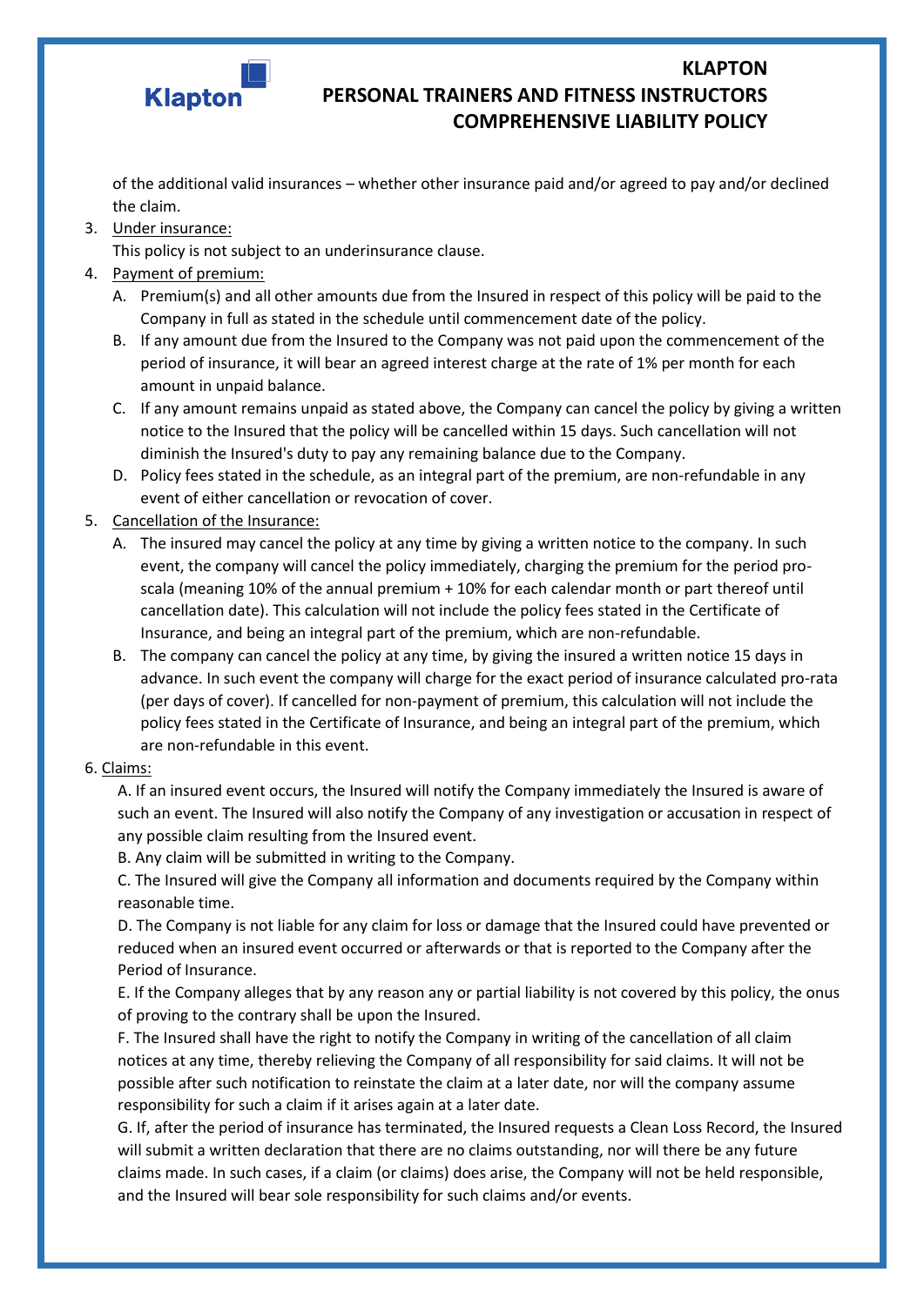of the additional valid insurances – whether other insurance paid and/or agreed to pay and/or declined the claim.

3. Under insurance:

   This policy is not subject to an underinsurance clause.

4. Payment of premium:

   A. Premium(s) and all other amounts due from the Insured in respect of this policy will be paid to the Company in full as stated in the schedule until commencement date of the policy.

   B. If any amount due from the Insured to the Company was not paid upon the commencement of the period of insurance, it will bear an agreed interest charge at the rate of 1% per month for each amount in unpaid balance.

   C. If any amount remains unpaid as stated above, the Company can cancel the policy by giving a written notice to the Insured that the policy will be cancelled within 15 days. Such cancellation will not diminish the Insured's duty to pay any remaining balance due to the Company.

   D. Policy fees stated in the schedule, as an integral part of the premium, are non-refundable in any event of either cancellation or revocation of cover.

5. Cancellation of the Insurance:

   A. The insured may cancel the policy at any time by giving a written notice to the company. In such event, the company will cancel the policy immediately, charging the premium for the period pro-scala (meaning 10% of the annual premium + 10% for each calendar month or part thereof until cancellation date). This calculation will not include the policy fees stated in the Certificate of Insurance, and being an integral part of the premium, which are non-refundable.

   B. The company can cancel the policy at any time, by giving the insured a written notice 15 days in advance. In such event the company will charge for the exact period of insurance calculated pro-rata (per days of cover). If cancelled for non-payment of premium, this calculation will not include the policy fees stated in the Certificate of Insurance, and being an integral part of the premium, which are non-refundable in this event.

6. Claims:

   A. If an insured event occurs, the Insured will notify the Company immediately the Insured is aware of such an event. The Insured will also notify the Company of any investigation or accusation in respect of any possible claim resulting from the Insured event.

   B. Any claim will be submitted in writing to the Company.

   C. The Insured will give the Company all information and documents required by the Company within reasonable time.

   D. The Company is not liable for any claim for loss or damage that the Insured could have prevented or reduced when an insured event occurred or afterwards or that is reported to the Company after the Period of Insurance.

   E. If the Company alleges that by any reason any or partial liability is not covered by this policy, the onus of proving to the contrary shall be upon the Insured.

   F. The Insured shall have the right to notify the Company in writing of the cancellation of all claim notices at any time, thereby relieving the Company of all responsibility for said claims. It will not be possible after such notification to reinstate the claim at a later date, nor will the company assume responsibility for such a claim if it arises again at a later date.

   G. If, after the period of insurance has terminated, the Insured requests a Clean Loss Record, the Insured will submit a written declaration that there are no claims outstanding, nor will there be any future claims made. In such cases, if a claim (or claims) does arise, the Company will not be held responsible, and the Insured will bear sole responsibility for such claims and/or events.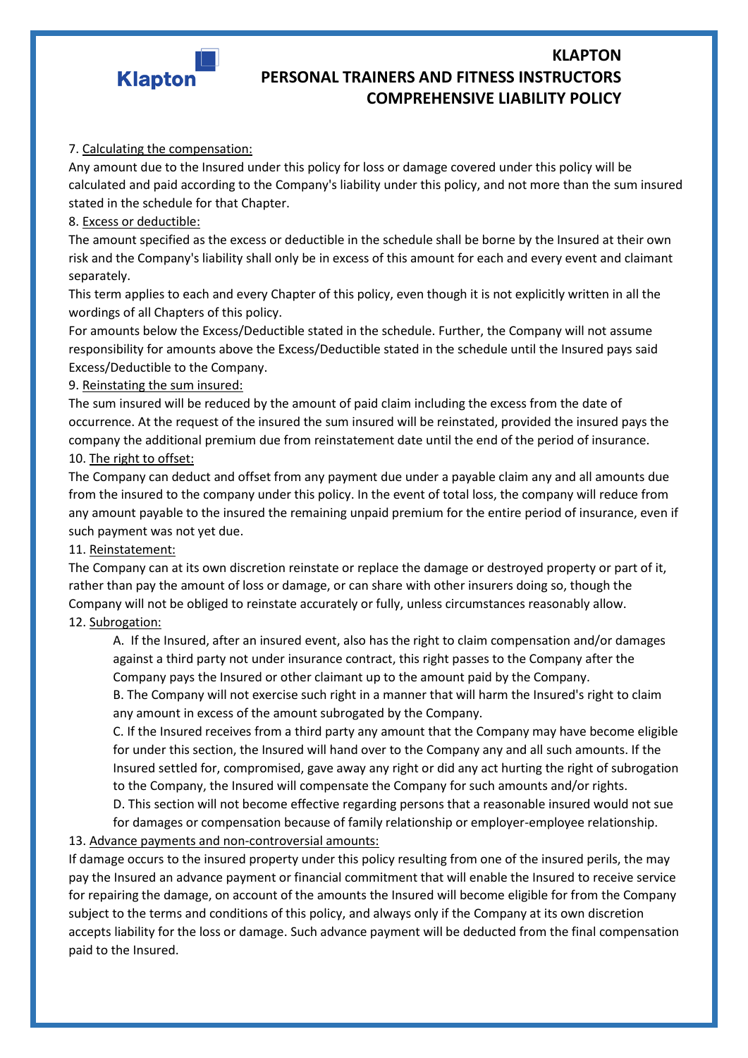7. <u>Calculating the compensation:</u>

Any amount due to the Insured under this policy for loss or damage covered under this policy will be calculated and paid according to the Company's liability under this policy, and not more than the sum insured stated in the schedule for that Chapter.

8. <u>Excess or deductible:</u>

The amount specified as the excess or deductible in the schedule shall be borne by the Insured at their own risk and the Company's liability shall only be in excess of this amount for each and every event and claimant separately.

This term applies to each and every Chapter of this policy, even though it is not explicitly written in all the wordings of all Chapters of this policy.

For amounts below the Excess/Deductible stated in the schedule. Further, the Company will not assume responsibility for amounts above the Excess/Deductible stated in the schedule until the Insured pays said Excess/Deductible to the Company.

9. <u>Reinstating the sum insured:</u>

The sum insured will be reduced by the amount of paid claim including the excess from the date of occurrence. At the request of the insured the sum insured will be reinstated, provided the insured pays the company the additional premium due from reinstatement date until the end of the period of insurance.

10. <u>The right to offset:</u>

The Company can deduct and offset from any payment due under a payable claim any and all amounts due from the insured to the company under this policy. In the event of total loss, the company will reduce from any amount payable to the insured the remaining unpaid premium for the entire period of insurance, even if such payment was not yet due.

11. <u>Reinstatement:</u>

The Company can at its own discretion reinstate or replace the damage or destroyed property or part of it, rather than pay the amount of loss or damage, or can share with other insurers doing so, though the Company will not be obliged to reinstate accurately or fully, unless circumstances reasonably allow.

12. <u>Subrogation:</u>

A. If the Insured, after an insured event, also has the right to claim compensation and/or damages against a third party not under insurance contract, this right passes to the Company after the Company pays the Insured or other claimant up to the amount paid by the Company.

B. The Company will not exercise such right in a manner that will harm the Insured's right to claim any amount in excess of the amount subrogated by the Company.

C. If the Insured receives from a third party any amount that the Company may have become eligible for under this section, the Insured will hand over to the Company any and all such amounts. If the Insured settled for, compromised, gave away any right or did any act hurting the right of subrogation to the Company, the Insured will compensate the Company for such amounts and/or rights.

D. This section will not become effective regarding persons that a reasonable insured would not sue for damages or compensation because of family relationship or employer-employee relationship.

13. <u>Advance payments and non-controversial amounts:</u>

If damage occurs to the insured property under this policy resulting from one of the insured perils, the may pay the Insured an advance payment or financial commitment that will enable the Insured to receive service for repairing the damage, on account of the amounts the Insured will become eligible for from the Company subject to the terms and conditions of this policy, and always only if the Company at its own discretion accepts liability for the loss or damage. Such advance payment will be deducted from the final compensation paid to the Insured.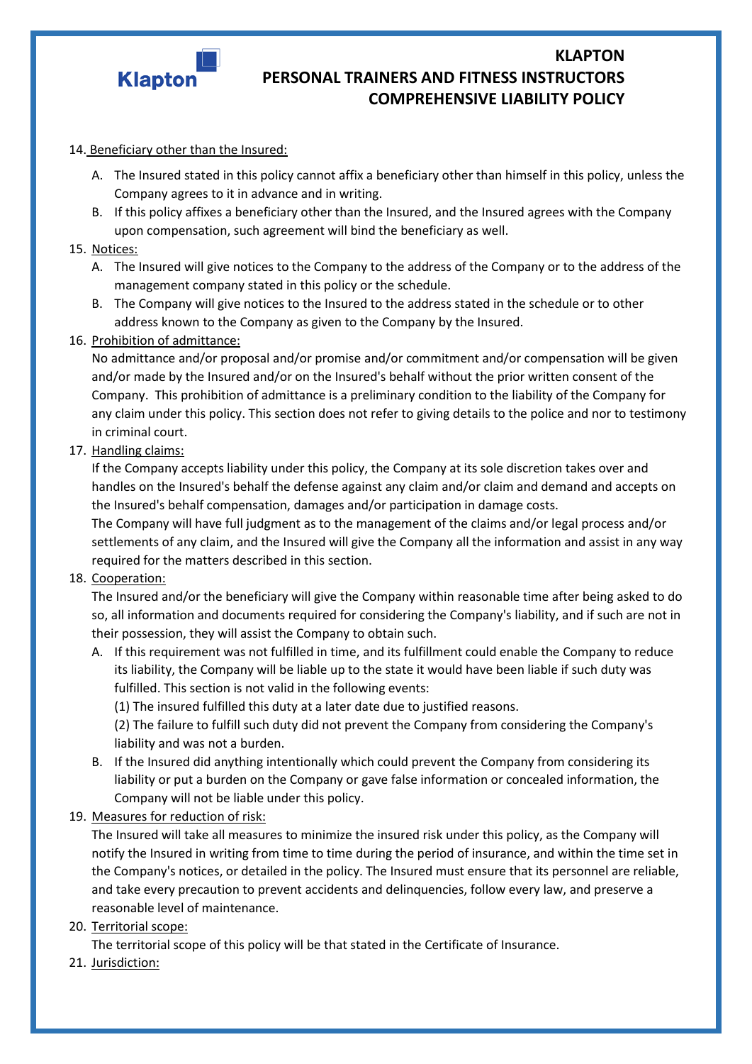14. <u>Beneficiary other than the Insured:</u>
    A. The Insured stated in this policy cannot affix a beneficiary other than himself in this policy, unless the Company agrees to it in advance and in writing.
    B. If this policy affixes a beneficiary other than the Insured, and the Insured agrees with the Company upon compensation, such agreement will bind the beneficiary as well.
15. <u>Notices:</u>
    A. The Insured will give notices to the Company to the address of the Company or to the address of the management company stated in this policy or the schedule.
    B. The Company will give notices to the Insured to the address stated in the schedule or to other address known to the Company as given to the Company by the Insured.
16. <u>Prohibition of admittance:</u>
    No admittance and/or proposal and/or promise and/or commitment and/or compensation will be given and/or made by the Insured and/or on the Insured's behalf without the prior written consent of the Company. This prohibition of admittance is a preliminary condition to the liability of the Company for any claim under this policy. This section does not refer to giving details to the police and nor to testimony in criminal court.
17. <u>Handling claims:</u>
    If the Company accepts liability under this policy, the Company at its sole discretion takes over and handles on the Insured's behalf the defense against any claim and/or claim and demand and accepts on the Insured's behalf compensation, damages and/or participation in damage costs.
    The Company will have full judgment as to the management of the claims and/or legal process and/or settlements of any claim, and the Insured will give the Company all the information and assist in any way required for the matters described in this section.
18. <u>Cooperation:</u>
    The Insured and/or the beneficiary will give the Company within reasonable time after being asked to do so, all information and documents required for considering the Company's liability, and if such are not in their possession, they will assist the Company to obtain such.
    A. If this requirement was not fulfilled in time, and its fulfillment could enable the Company to reduce its liability, the Company will be liable up to the state it would have been liable if such duty was fulfilled. This section is not valid in the following events:
       (1) The insured fulfilled this duty at a later date due to justified reasons.
       (2) The failure to fulfill such duty did not prevent the Company from considering the Company's liability and was not a burden.
    B. If the Insured did anything intentionally which could prevent the Company from considering its liability or put a burden on the Company or gave false information or concealed information, the Company will not be liable under this policy.
19. <u>Measures for reduction of risk:</u>
    The Insured will take all measures to minimize the insured risk under this policy, as the Company will notify the Insured in writing from time to time during the period of insurance, and within the time set in the Company's notices, or detailed in the policy. The Insured must ensure that its personnel are reliable, and take every precaution to prevent accidents and delinquencies, follow every law, and preserve a reasonable level of maintenance.
20. <u>Territorial scope:</u>
    The territorial scope of this policy will be that stated in the Certificate of Insurance.
21. <u>Jurisdiction:</u>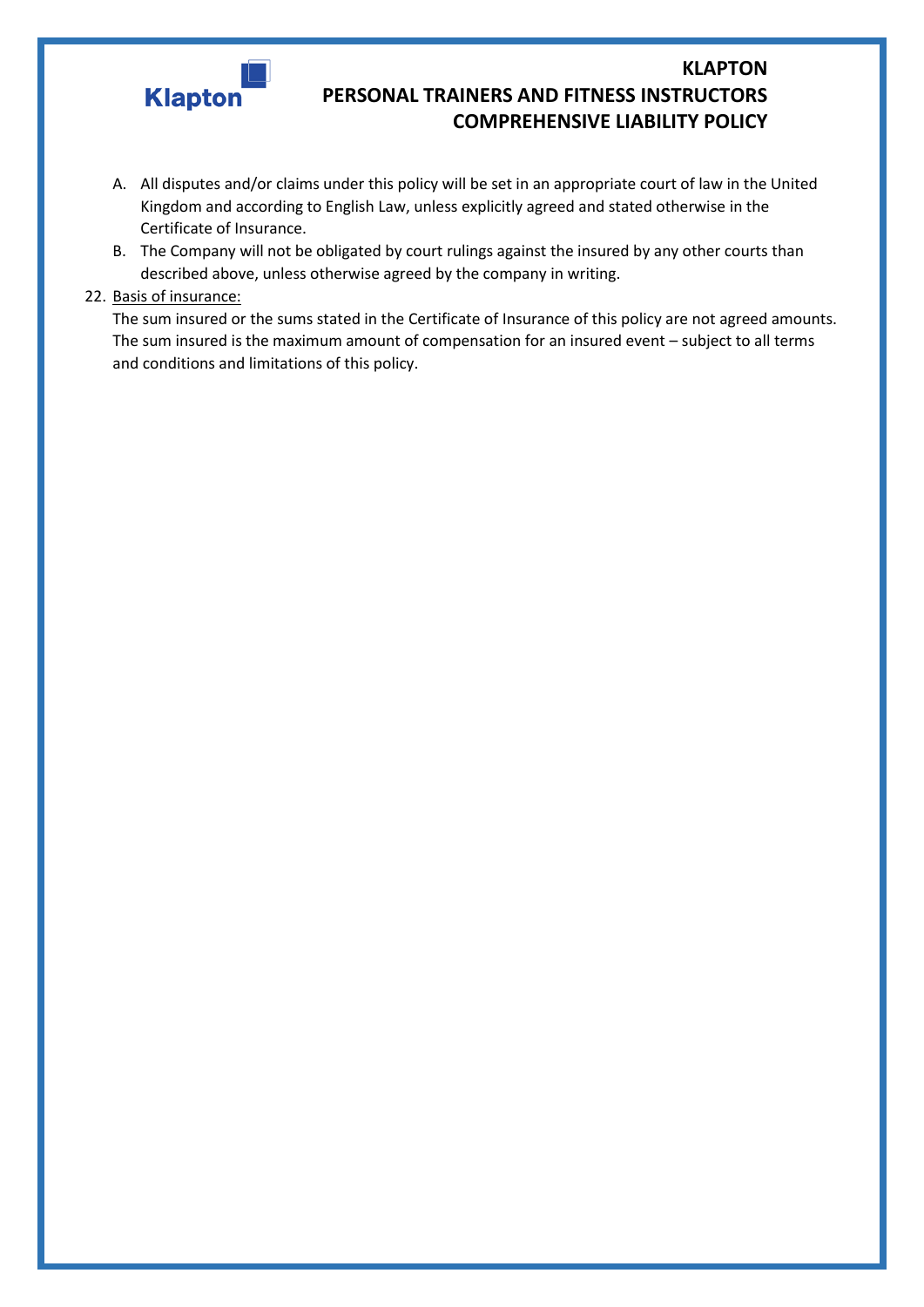A. All disputes and/or claims under this policy will be set in an appropriate court of law in the United Kingdom and according to English Law, unless explicitly agreed and stated otherwise in the Certificate of Insurance.
B. The Company will not be obligated by court rulings against the insured by any other courts than described above, unless otherwise agreed by the company in writing.

22. Basis of insurance:

The sum insured or the sums stated in the Certificate of Insurance of this policy are not agreed amounts. The sum insured is the maximum amount of compensation for an insured event – subject to all terms and conditions and limitations of this policy.